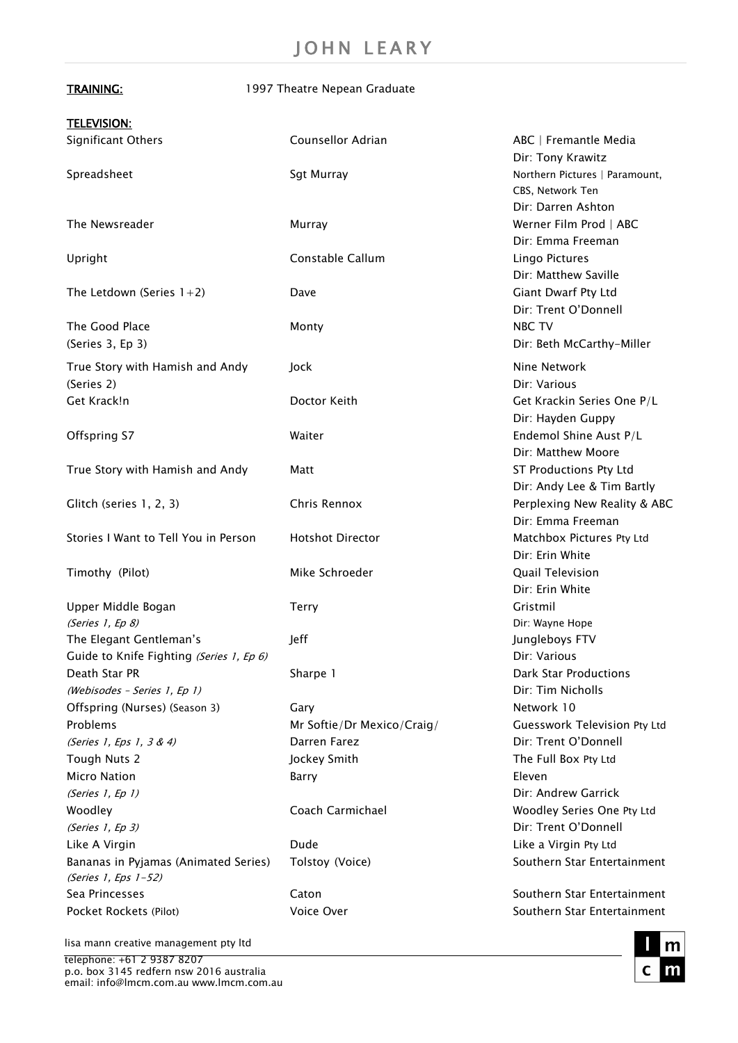# JOHN LEARY

**TRAINING:** 1997 Theatre Nepean Graduate

**TELEVISION:**

| | | |
|---|---|---|
| Significant Others | Counsellor Adrian | ABC \| Fremantle Media<br>Dir: Tony Krawitz |
| Spreadsheet | Sgt Murray | Northern Pictures \| Paramount, CBS, Network Ten<br>Dir: Darren Ashton |
| The Newsreader | Murray | Werner Film Prod \| ABC<br>Dir: Emma Freeman |
| Upright | Constable Callum | Lingo Pictures<br>Dir: Matthew Saville |
| The Letdown (Series 1+2) | Dave | Giant Dwarf Pty Ltd<br>Dir: Trent O'Donnell |
| The Good Place<br>(Series 3, Ep 3) | Monty | NBC TV<br>Dir: Beth McCarthy-Miller |
| True Story with Hamish and Andy<br>(Series 2) | Jock | Nine Network<br>Dir: Various |
| Get Krack!n | Doctor Keith | Get Krackin Series One P/L<br>Dir: Hayden Guppy |
| Offspring S7 | Waiter | Endemol Shine Aust P/L<br>Dir: Matthew Moore |
| True Story with Hamish and Andy | Matt | ST Productions Pty Ltd<br>Dir: Andy Lee & Tim Bartly |
| Glitch (series 1, 2, 3) | Chris Rennox | Perplexing New Reality & ABC<br>Dir: Emma Freeman |
| Stories I Want to Tell You in Person | Hotshot Director | Matchbox Pictures Pty Ltd<br>Dir: Erin White |
| Timothy (Pilot) | Mike Schroeder | Quail Television<br>Dir: Erin White |
| Upper Middle Bogan<br>*(Series 1, Ep 8)* | Terry | Gristmil<br>Dir: Wayne Hope |
| The Elegant Gentleman's Guide to Knife Fighting *(Series 1, Ep 6)* | Jeff | Jungleboys FTV<br>Dir: Various |
| Death Star PR<br>*(Webisodes – Series 1, Ep 1)* | Sharpe 1 | Dark Star Productions<br>Dir: Tim Nicholls |
| Offspring (Nurses) (Season 3) | Gary | Network 10 |
| Problems<br>*(Series 1, Eps 1, 3 & 4)* | Mr Softie/Dr Mexico/Craig/ Darren Farez | Guesswork Television Pty Ltd<br>Dir: Trent O'Donnell |
| Tough Nuts 2 | Jockey Smith | The Full Box Pty Ltd |
| Micro Nation<br>*(Series 1, Ep 1)* | Barry | Eleven<br>Dir: Andrew Garrick |
| Woodley<br>*(Series 1, Ep 3)* | Coach Carmichael | Woodley Series One Pty Ltd<br>Dir: Trent O'Donnell |
| Like A Virgin | Dude | Like a Virgin Pty Ltd |
| Bananas in Pyjamas (Animated Series)<br>*(Series 1, Eps 1-52)* | Tolstoy (Voice) | Southern Star Entertainment |
| Sea Princesses | Caton | Southern Star Entertainment |
| Pocket Rockets (Pilot) | Voice Over | Southern Star Entertainment |

lisa mann creative management pty ltd
telephone: +61 2 9387 8207
p.o. box 3145 redfern nsw 2016 australia
email: info@lmcm.com.au www.lmcm.com.au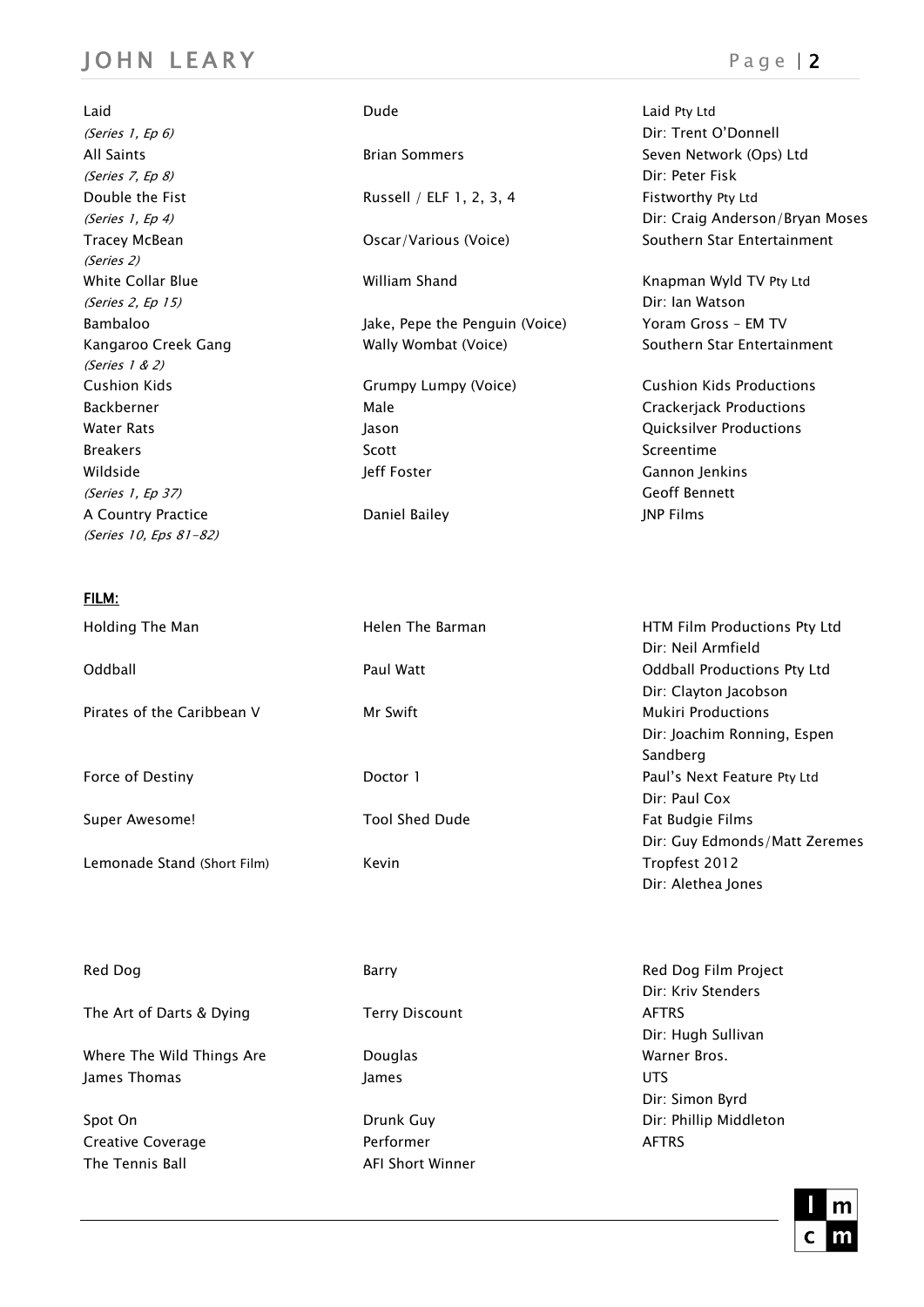| | | |
|---|---|---|
| Laid<br>*(Series 1, Ep 6)* | Dude | Laid Pty Ltd<br>Dir: Trent O'Donnell |
| All Saints<br>*(Series 7, Ep 8)* | Brian Sommers | Seven Network (Ops) Ltd<br>Dir: Peter Fisk |
| Double the Fist<br>*(Series 1, Ep 4)* | Russell / ELF 1, 2, 3, 4 | Fistworthy Pty Ltd<br>Dir: Craig Anderson/Bryan Moses |
| Tracey McBean<br>*(Series 2)* | Oscar/Various (Voice) | Southern Star Entertainment |
| White Collar Blue<br>*(Series 2, Ep 15)* | William Shand | Knapman Wyld TV Pty Ltd<br>Dir: Ian Watson |
| Bambaloo | Jake, Pepe the Penguin (Voice) | Yoram Gross – EM TV |
| Kangaroo Creek Gang<br>*(Series 1 & 2)* | Wally Wombat (Voice) | Southern Star Entertainment |
| Cushion Kids | Grumpy Lumpy (Voice) | Cushion Kids Productions |
| Backberner | Male | Crackerjack Productions |
| Water Rats | Jason | Quicksilver Productions |
| Breakers | Scott | Screentime |
| Wildside<br>*(Series 1, Ep 37)* | Jeff Foster | Gannon Jenkins<br>Geoff Bennett |
| A Country Practice<br>*(Series 10, Eps 81-82)* | Daniel Bailey | JNP Films |

**FILM:**

| | | |
|---|---|---|
| Holding The Man | Helen The Barman | HTM Film Productions Pty Ltd<br>Dir: Neil Armfield |
| Oddball | Paul Watt | Oddball Productions Pty Ltd<br>Dir: Clayton Jacobson |
| Pirates of the Caribbean V | Mr Swift | Mukiri Productions<br>Dir: Joachim Ronning, Espen Sandberg |
| Force of Destiny | Doctor 1 | Paul's Next Feature Pty Ltd<br>Dir: Paul Cox |
| Super Awesome! | Tool Shed Dude | Fat Budgie Films<br>Dir: Guy Edmonds/Matt Zeremes |
| Lemonade Stand (Short Film) | Kevin | Tropfest 2012<br>Dir: Alethea Jones |
| Red Dog | Barry | Red Dog Film Project<br>Dir: Kriv Stenders |
| The Art of Darts & Dying | Terry Discount | AFTRS<br>Dir: Hugh Sullivan |
| Where The Wild Things Are | Douglas | Warner Bros. |
| James Thomas | James | UTS<br>Dir: Simon Byrd |
| Spot On | Drunk Guy | Dir: Phillip Middleton |
| Creative Coverage | Performer | AFTRS |
| The Tennis Ball | AFI Short Winner | |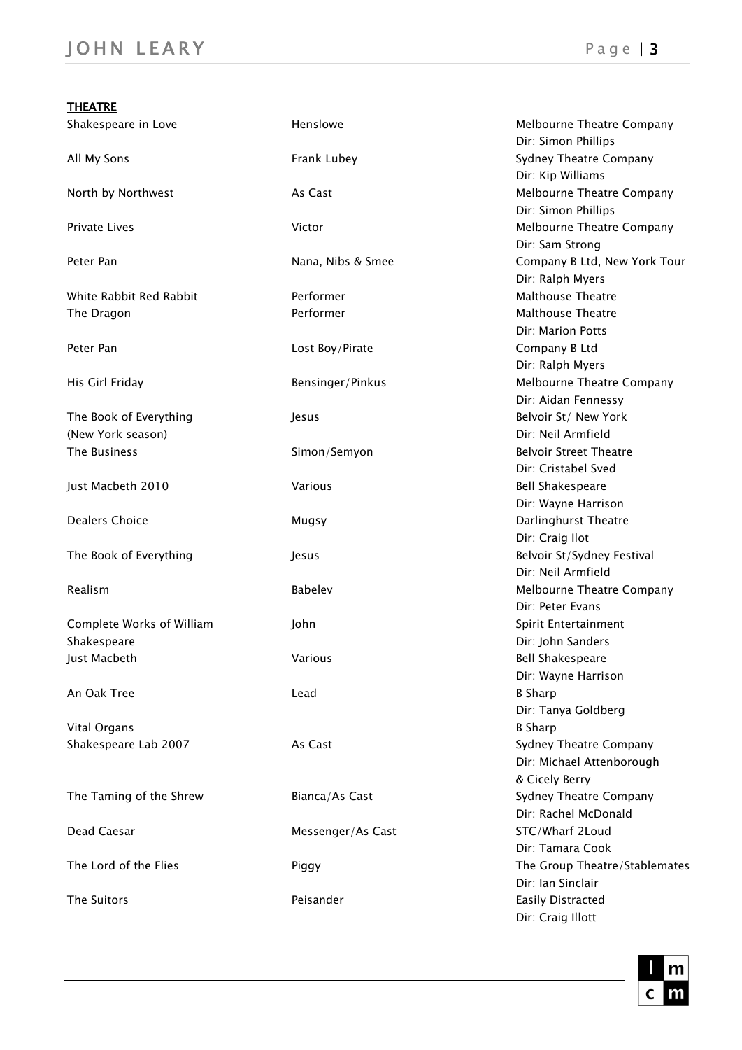**THEATRE**

| Production | Role | Company / Director |
|---|---|---|
| Shakespeare in Love | Henslowe | Melbourne Theatre Company<br>Dir: Simon Phillips |
| All My Sons | Frank Lubey | Sydney Theatre Company<br>Dir: Kip Williams |
| North by Northwest | As Cast | Melbourne Theatre Company<br>Dir: Simon Phillips |
| Private Lives | Victor | Melbourne Theatre Company<br>Dir: Sam Strong |
| Peter Pan | Nana, Nibs & Smee | Company B Ltd, New York Tour<br>Dir: Ralph Myers |
| White Rabbit Red Rabbit | Performer | Malthouse Theatre |
| The Dragon | Performer | Malthouse Theatre<br>Dir: Marion Potts |
| Peter Pan | Lost Boy/Pirate | Company B Ltd<br>Dir: Ralph Myers |
| His Girl Friday | Bensinger/Pinkus | Melbourne Theatre Company<br>Dir: Aidan Fennessy |
| The Book of Everything (New York season) | Jesus | Belvoir St/ New York<br>Dir: Neil Armfield |
| The Business | Simon/Semyon | Belvoir Street Theatre<br>Dir: Cristabel Sved |
| Just Macbeth 2010 | Various | Bell Shakespeare<br>Dir: Wayne Harrison |
| Dealers Choice | Mugsy | Darlinghurst Theatre<br>Dir: Craig Ilot |
| The Book of Everything | Jesus | Belvoir St/Sydney Festival<br>Dir: Neil Armfield |
| Realism | Babelev | Melbourne Theatre Company<br>Dir: Peter Evans |
| Complete Works of William Shakespeare | John | Spirit Entertainment<br>Dir: John Sanders |
| Just Macbeth | Various | Bell Shakespeare<br>Dir: Wayne Harrison |
| An Oak Tree | Lead | B Sharp<br>Dir: Tanya Goldberg |
| Vital Organs | | B Sharp |
| Shakespeare Lab 2007 | As Cast | Sydney Theatre Company<br>Dir: Michael Attenborough & Cicely Berry |
| The Taming of the Shrew | Bianca/As Cast | Sydney Theatre Company<br>Dir: Rachel McDonald |
| Dead Caesar | Messenger/As Cast | STC/Wharf 2Loud<br>Dir: Tamara Cook |
| The Lord of the Flies | Piggy | The Group Theatre/Stablemates<br>Dir: Ian Sinclair |
| The Suitors | Peisander | Easily Distracted<br>Dir: Craig Illott |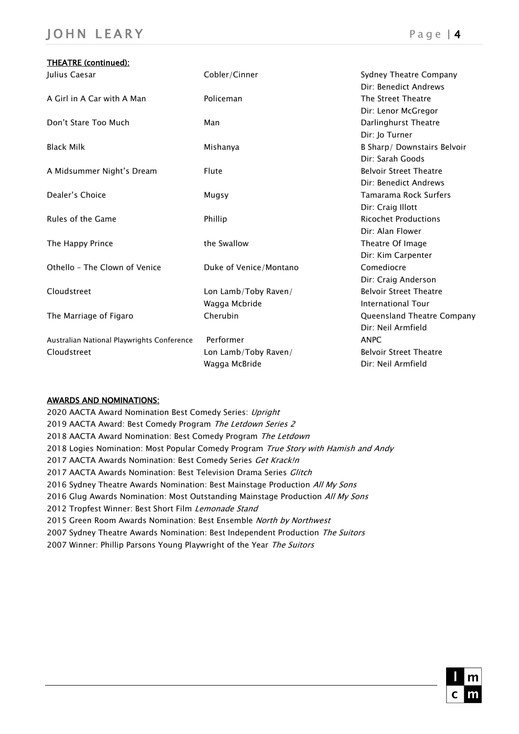**THEATRE (continued):**

| | | |
|---|---|---|
| Julius Caesar | Cobler/Cinner | Sydney Theatre Company<br>Dir: Benedict Andrews |
| A Girl in A Car with A Man | Policeman | The Street Theatre<br>Dir: Lenor McGregor |
| Don't Stare Too Much | Man | Darlinghurst Theatre<br>Dir: Jo Turner |
| Black Milk | Mishanya | B Sharp/ Downstairs Belvoir<br>Dir: Sarah Goods |
| A Midsummer Night's Dream | Flute | Belvoir Street Theatre<br>Dir: Benedict Andrews |
| Dealer's Choice | Mugsy | Tamarama Rock Surfers<br>Dir: Craig Illott |
| Rules of the Game | Phillip | Ricochet Productions<br>Dir: Alan Flower |
| The Happy Prince | the Swallow | Theatre Of Image<br>Dir: Kim Carpenter |
| Othello – The Clown of Venice | Duke of Venice/Montano | Comediocre<br>Dir: Craig Anderson |
| Cloudstreet | Lon Lamb/Toby Raven/<br>Wagga Mcbride | Belvoir Street Theatre<br>International Tour |
| The Marriage of Figaro | Cherubin | Queensland Theatre Company<br>Dir: Neil Armfield |
| Australian National Playwrights Conference | Performer | ANPC |
| Cloudstreet | Lon Lamb/Toby Raven/<br>Wagga McBride | Belvoir Street Theatre<br>Dir: Neil Armfield |

**AWARDS AND NOMINATIONS:**

2020 AACTA Award Nomination Best Comedy Series: *Upright*
2019 AACTA Award: Best Comedy Program *The Letdown Series 2*
2018 AACTA Award Nomination: Best Comedy Program *The Letdown*
2018 Logies Nomination: Most Popular Comedy Program *True Story with Hamish and Andy*
2017 AACTA Awards Nomination: Best Comedy Series *Get Krack!n*
2017 AACTA Awards Nomination: Best Television Drama Series *Glitch*
2016 Sydney Theatre Awards Nomination: Best Mainstage Production *All My Sons*
2016 Glug Awards Nomination: Most Outstanding Mainstage Production *All My Sons*
2012 Tropfest Winner: Best Short Film *Lemonade Stand*
2015 Green Room Awards Nomination: Best Ensemble *North by Northwest*
2007 Sydney Theatre Awards Nomination: Best Independent Production *The Suitors*
2007 Winner: Phillip Parsons Young Playwright of the Year *The Suitors*